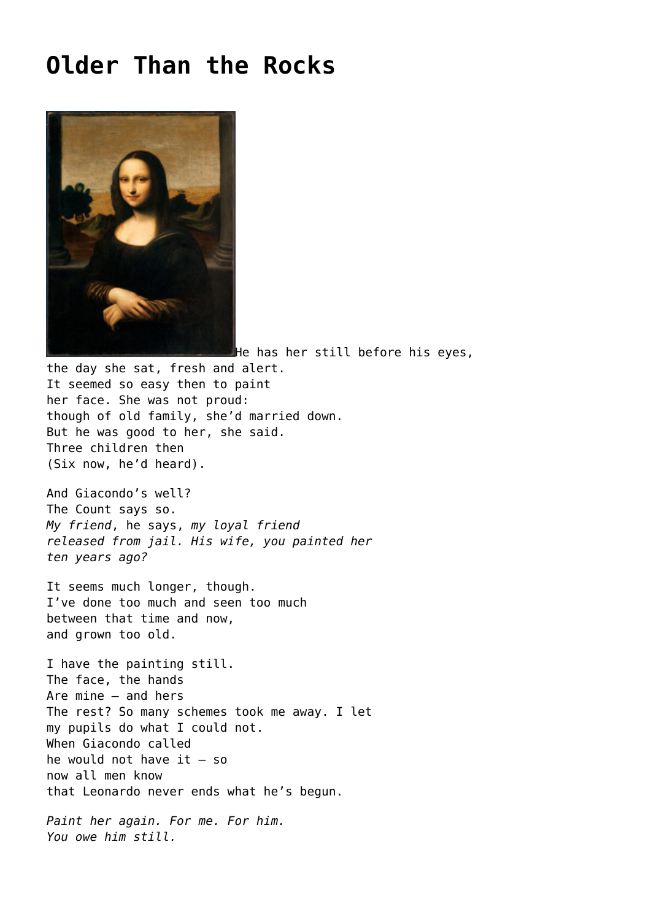# Older Than the Rocks

He has her still before his eyes,
the day she sat, fresh and alert.
It seemed so easy then to paint
her face. She was not proud:
though of old family, she'd married down.
But he was good to her, she said.
Three children then
(Six now, he'd heard).

And Giacondo's well?
The Count says so.
*My friend*, he says, *my loyal friend*
*released from jail. His wife, you painted her*
*ten years ago?*

It seems much longer, though.
I've done too much and seen too much
between that time and now,
and grown too old.

I have the painting still.
The face, the hands
Are mine – and hers
The rest? So many schemes took me away. I let
my pupils do what I could not.
When Giacondo called
he would not have it – so
now all men know
that Leonardo never ends what he's begun.

*Paint her again. For me. For him.*
*You owe him still.*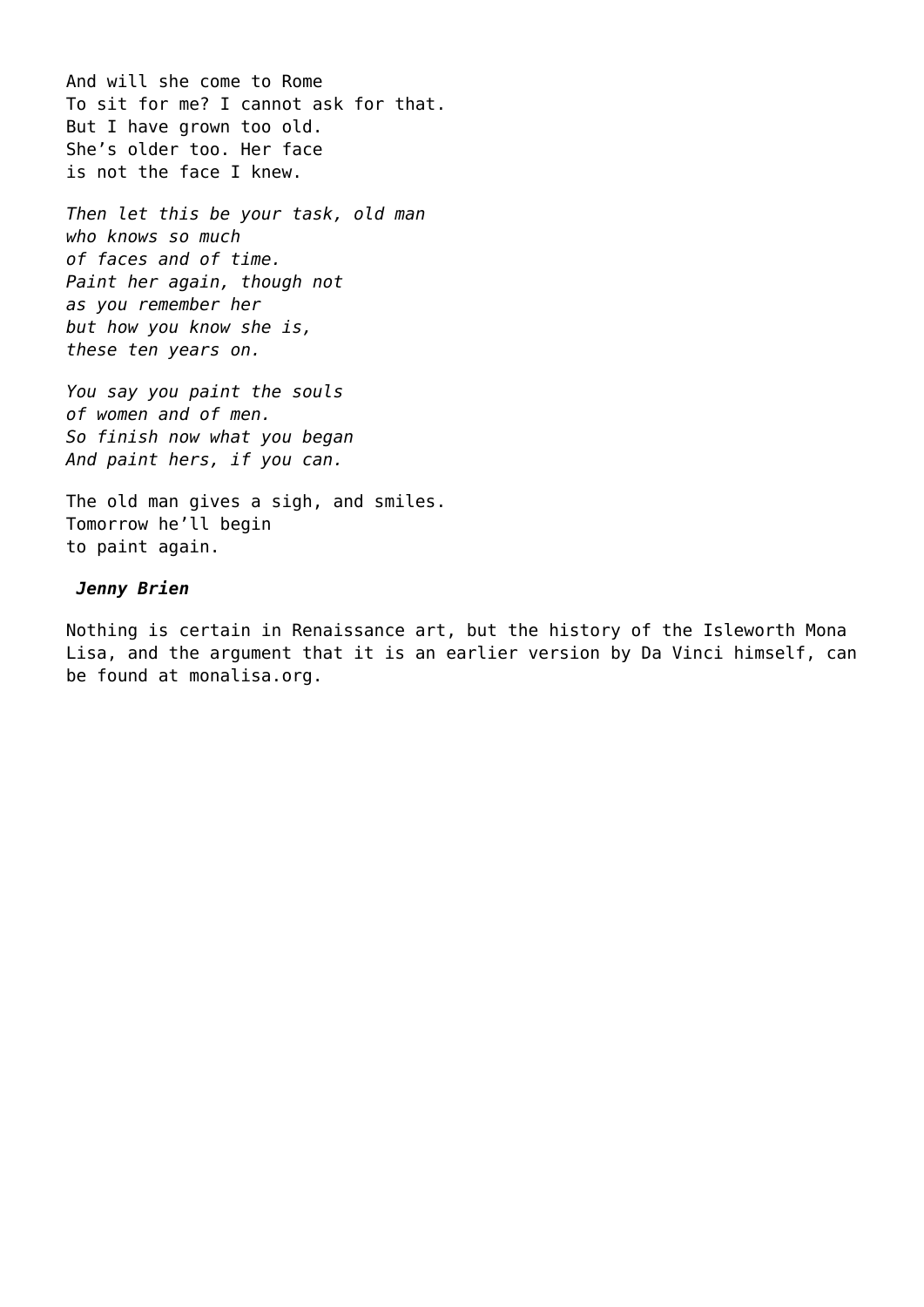And will she come to Rome  
To sit for me? I cannot ask for that.  
But I have grown too old.  
She’s older too. Her face  
is not the face I knew.

*Then let this be your task, old man*  
*who knows so much*  
*of faces and of time.*  
*Paint her again, though not*  
*as you remember her*  
*but how you know she is,*  
*these ten years on.*

*You say you paint the souls*  
*of women and of men.*  
*So finish now what you began*  
*And paint hers, if you can.*

The old man gives a sigh, and smiles.  
Tomorrow he’ll begin  
to paint again.

***Jenny Brien***

Nothing is certain in Renaissance art, but the history of the Isleworth Mona Lisa, and the argument that it is an earlier version by Da Vinci himself, can be found at monalisa.org.